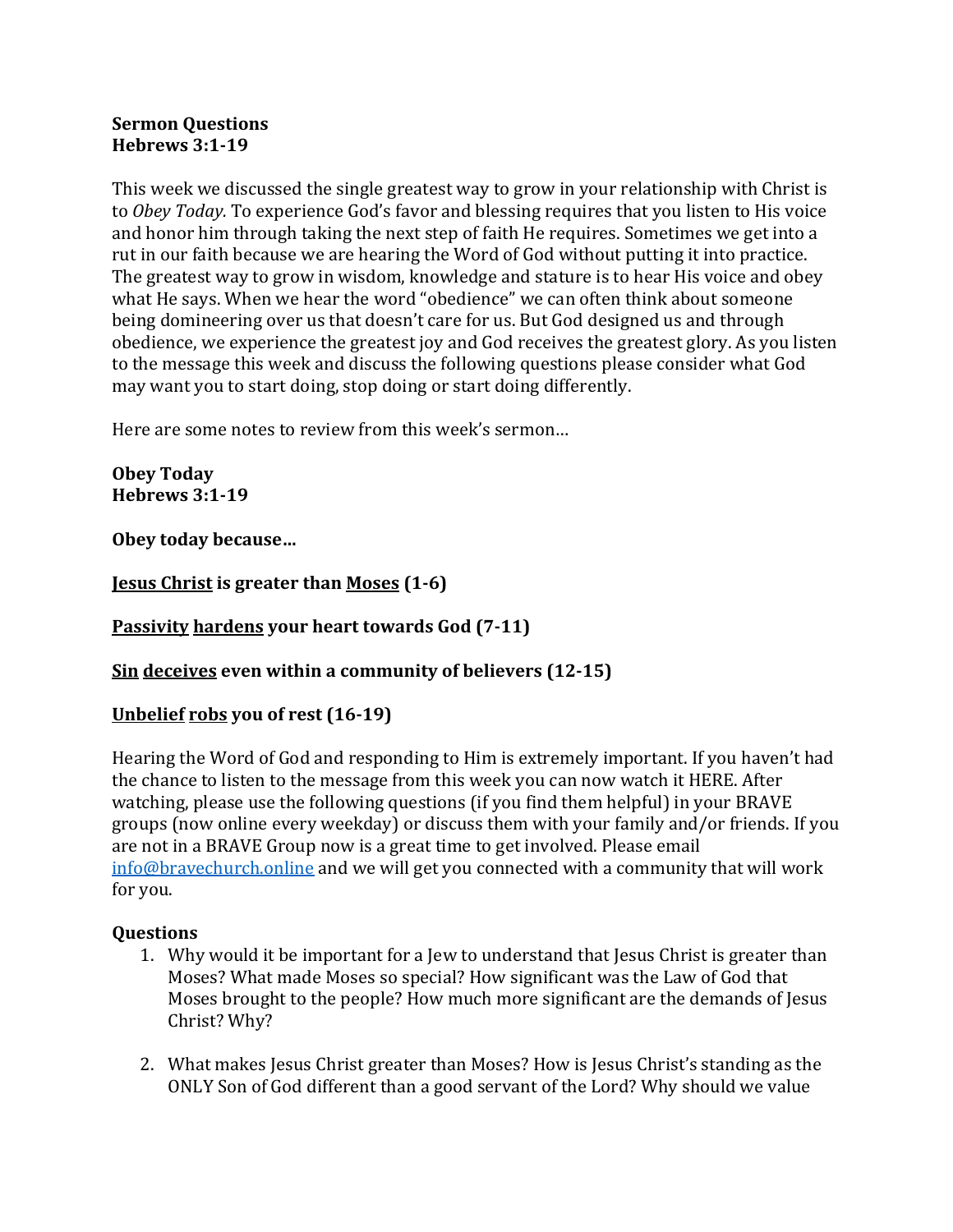**Sermon Questions**
**Hebrews 3:1-19**

This week we discussed the single greatest way to grow in your relationship with Christ is to *Obey Today.* To experience God's favor and blessing requires that you listen to His voice and honor him through taking the next step of faith He requires. Sometimes we get into a rut in our faith because we are hearing the Word of God without putting it into practice. The greatest way to grow in wisdom, knowledge and stature is to hear His voice and obey what He says. When we hear the word "obedience" we can often think about someone being domineering over us that doesn't care for us. But God designed us and through obedience, we experience the greatest joy and God receives the greatest glory. As you listen to the message this week and discuss the following questions please consider what God may want you to start doing, stop doing or start doing differently.

Here are some notes to review from this week's sermon…

**Obey Today**
**Hebrews 3:1-19**

**Obey today because…**

**<u>Jesus Christ</u> is greater than <u>Moses</u> (1-6)**

**<u>Passivity</u> <u>hardens</u> your heart towards God (7-11)**

**<u>Sin</u> <u>deceives</u> even within a community of believers (12-15)**

**<u>Unbelief</u> <u>robs</u> you of rest (16-19)**

Hearing the Word of God and responding to Him is extremely important. If you haven't had the chance to listen to the message from this week you can now watch it HERE. After watching, please use the following questions (if you find them helpful) in your BRAVE groups (now online every weekday) or discuss them with your family and/or friends. If you are not in a BRAVE Group now is a great time to get involved. Please email info@bravechurch.online and we will get you connected with a community that will work for you.

**Questions**

1. Why would it be important for a Jew to understand that Jesus Christ is greater than Moses? What made Moses so special? How significant was the Law of God that Moses brought to the people? How much more significant are the demands of Jesus Christ? Why?

2. What makes Jesus Christ greater than Moses? How is Jesus Christ's standing as the ONLY Son of God different than a good servant of the Lord? Why should we value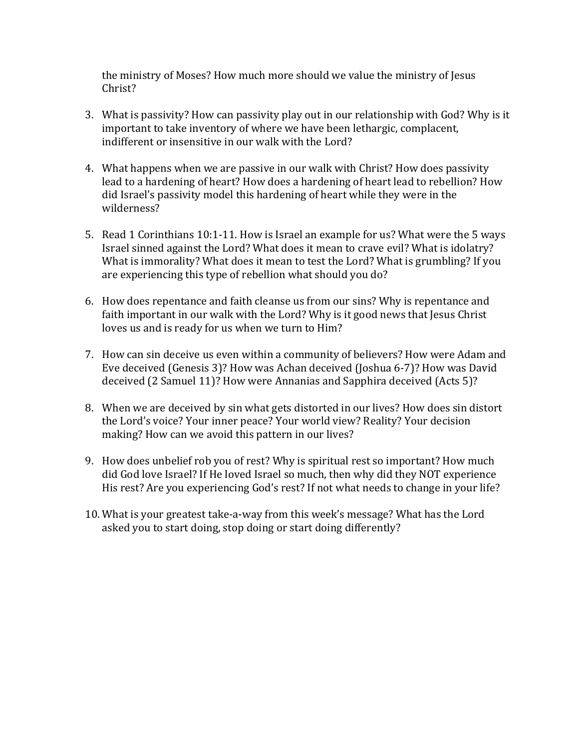the ministry of Moses? How much more should we value the ministry of Jesus Christ?

3. What is passivity? How can passivity play out in our relationship with God? Why is it important to take inventory of where we have been lethargic, complacent, indifferent or insensitive in our walk with the Lord?

4. What happens when we are passive in our walk with Christ? How does passivity lead to a hardening of heart? How does a hardening of heart lead to rebellion? How did Israel's passivity model this hardening of heart while they were in the wilderness?

5. Read 1 Corinthians 10:1-11. How is Israel an example for us? What were the 5 ways Israel sinned against the Lord? What does it mean to crave evil? What is idolatry? What is immorality? What does it mean to test the Lord? What is grumbling? If you are experiencing this type of rebellion what should you do?

6. How does repentance and faith cleanse us from our sins? Why is repentance and faith important in our walk with the Lord? Why is it good news that Jesus Christ loves us and is ready for us when we turn to Him?

7. How can sin deceive us even within a community of believers? How were Adam and Eve deceived (Genesis 3)? How was Achan deceived (Joshua 6-7)? How was David deceived (2 Samuel 11)? How were Annanias and Sapphira deceived (Acts 5)?

8. When we are deceived by sin what gets distorted in our lives? How does sin distort the Lord's voice? Your inner peace? Your world view? Reality? Your decision making? How can we avoid this pattern in our lives?

9. How does unbelief rob you of rest? Why is spiritual rest so important? How much did God love Israel? If He loved Israel so much, then why did they NOT experience His rest? Are you experiencing God's rest? If not what needs to change in your life?

10. What is your greatest take-a-way from this week's message? What has the Lord asked you to start doing, stop doing or start doing differently?